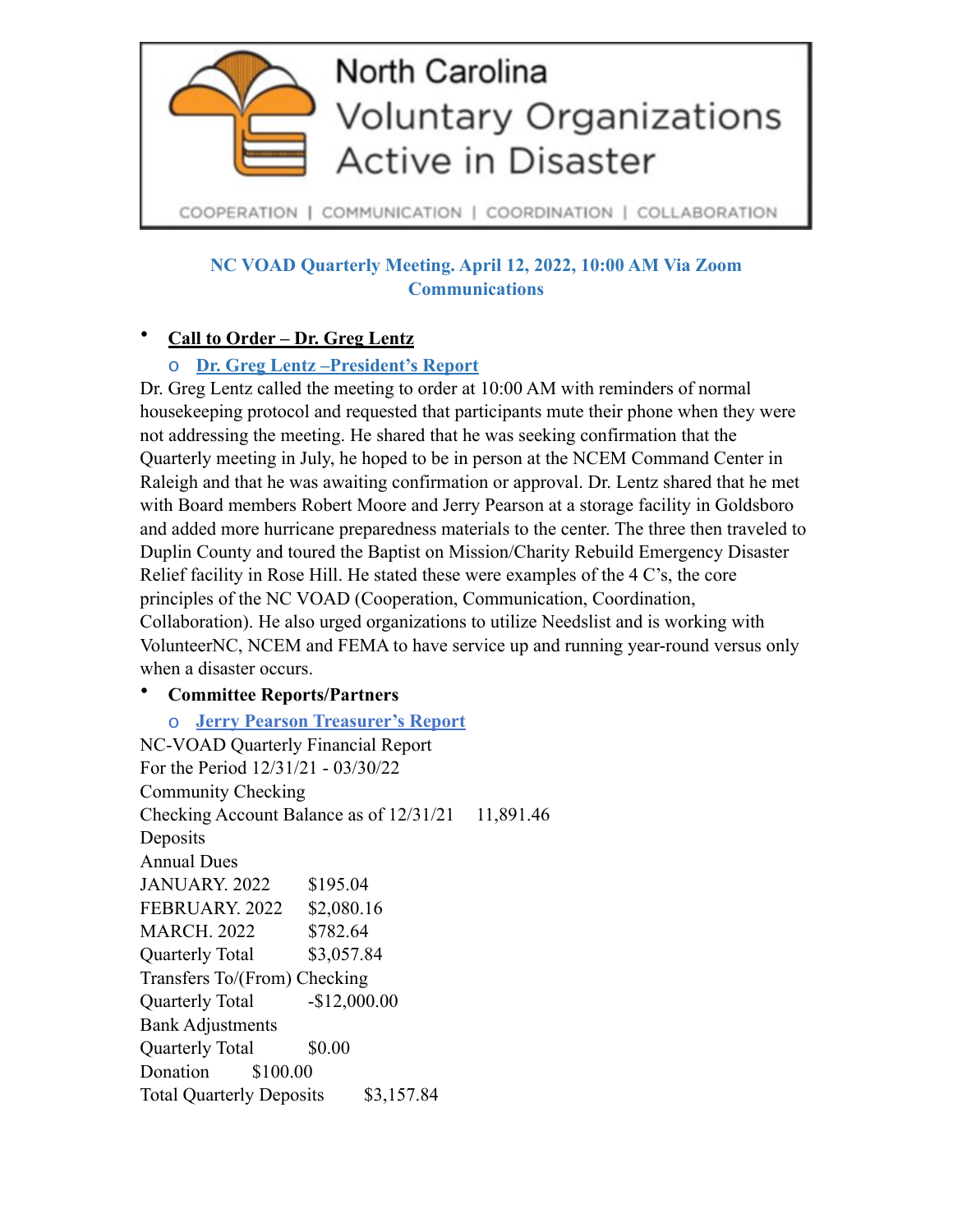North Carolina Voluntary Organizations Active in Disaster

COOPERATION | COMMUNICATION | COORDINATION | COLLABORATION

## NC VOAD Quarterly Meeting. April 12, 2022, 10:00 AM Via Zoom Communications

- **Call to Order – Dr. Greg Lentz**
  - **Dr. Greg Lentz –President's Report**

Dr. Greg Lentz called the meeting to order at 10:00 AM with reminders of normal housekeeping protocol and requested that participants mute their phone when they were not addressing the meeting. He shared that he was seeking confirmation that the Quarterly meeting in July, he hoped to be in person at the NCEM Command Center in Raleigh and that he was awaiting confirmation or approval. Dr. Lentz shared that he met with Board members Robert Moore and Jerry Pearson at a storage facility in Goldsboro and added more hurricane preparedness materials to the center. The three then traveled to Duplin County and toured the Baptist on Mission/Charity Rebuild Emergency Disaster Relief facility in Rose Hill. He stated these were examples of the 4 C's, the core principles of the NC VOAD (Cooperation, Communication, Coordination, Collaboration). He also urged organizations to utilize Needslist and is working with VolunteerNC, NCEM and FEMA to have service up and running year-round versus only when a disaster occurs.

- **Committee Reports/Partners**
  - **Jerry Pearson Treasurer's Report**

NC-VOAD Quarterly Financial Report
For the Period 12/31/21 - 03/30/22
Community Checking
Checking Account Balance as of 12/31/21 11,891.46
Deposits
Annual Dues
JANUARY. 2022 $195.04
FEBRUARY. 2022 $2,080.16
MARCH. 2022 $782.64
Quarterly Total $3,057.84
Transfers To/(From) Checking
Quarterly Total -$12,000.00
Bank Adjustments
Quarterly Total $0.00
Donation $100.00
Total Quarterly Deposits $3,157.84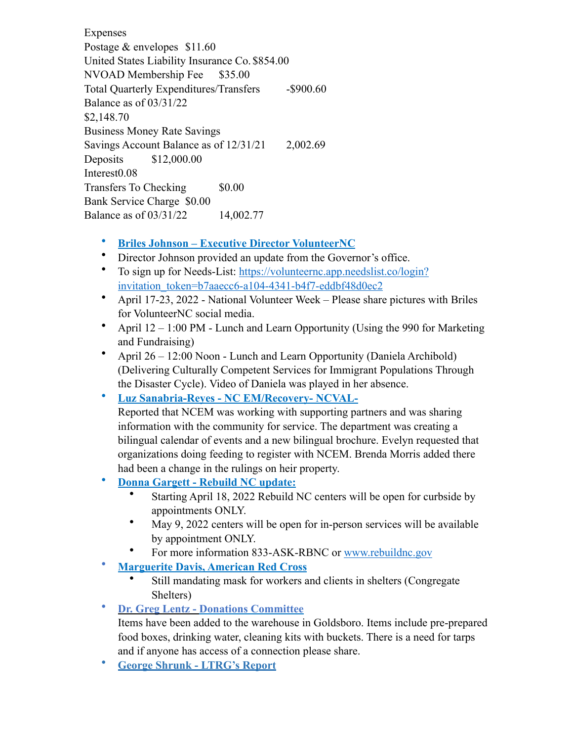Expenses
Postage & envelopes $11.60
United States Liability Insurance Co. $854.00
NVOAD Membership Fee $35.00
Total Quarterly Expenditures/Transfers -$900.60
Balance as of 03/31/22
$2,148.70
Business Money Rate Savings
Savings Account Balance as of 12/31/21 2,002.69
Deposits $12,000.00
Interest0.08
Transfers To Checking $0.00
Bank Service Charge $0.00
Balance as of 03/31/22 14,002.77

- **Briles Johnson – Executive Director VolunteerNC**
- Director Johnson provided an update from the Governor's office.
- To sign up for Needs-List: https://volunteernc.app.needslist.co/login?invitation_token=b7aaecc6-a104-4341-b4f7-eddbf48d0ec2
- April 17-23, 2022 - National Volunteer Week – Please share pictures with Briles for VolunteerNC social media.
- April 12 – 1:00 PM - Lunch and Learn Opportunity (Using the 990 for Marketing and Fundraising)
- April 26 – 12:00 Noon - Lunch and Learn Opportunity (Daniela Archibold) (Delivering Culturally Competent Services for Immigrant Populations Through the Disaster Cycle). Video of Daniela was played in her absence.
- **Luz Sanabria-Reyes - NC EM/Recovery- NCVAL-**
  Reported that NCEM was working with supporting partners and was sharing information with the community for service. The department was creating a bilingual calendar of events and a new bilingual brochure. Evelyn requested that organizations doing feeding to register with NCEM. Brenda Morris added there had been a change in the rulings on heir property.
- **Donna Gargett - Rebuild NC update:**
  - Starting April 18, 2022 Rebuild NC centers will be open for curbside by appointments ONLY.
  - May 9, 2022 centers will be open for in-person services will be available by appointment ONLY.
  - For more information 833-ASK-RBNC or www.rebuildnc.gov
- **Marguerite Davis, American Red Cross**
  - Still mandating mask for workers and clients in shelters (Congregate Shelters)
- **Dr. Greg Lentz - Donations Committee**
  Items have been added to the warehouse in Goldsboro. Items include pre-prepared food boxes, drinking water, cleaning kits with buckets. There is a need for tarps and if anyone has access of a connection please share.
- **George Shrunk - LTRG's Report**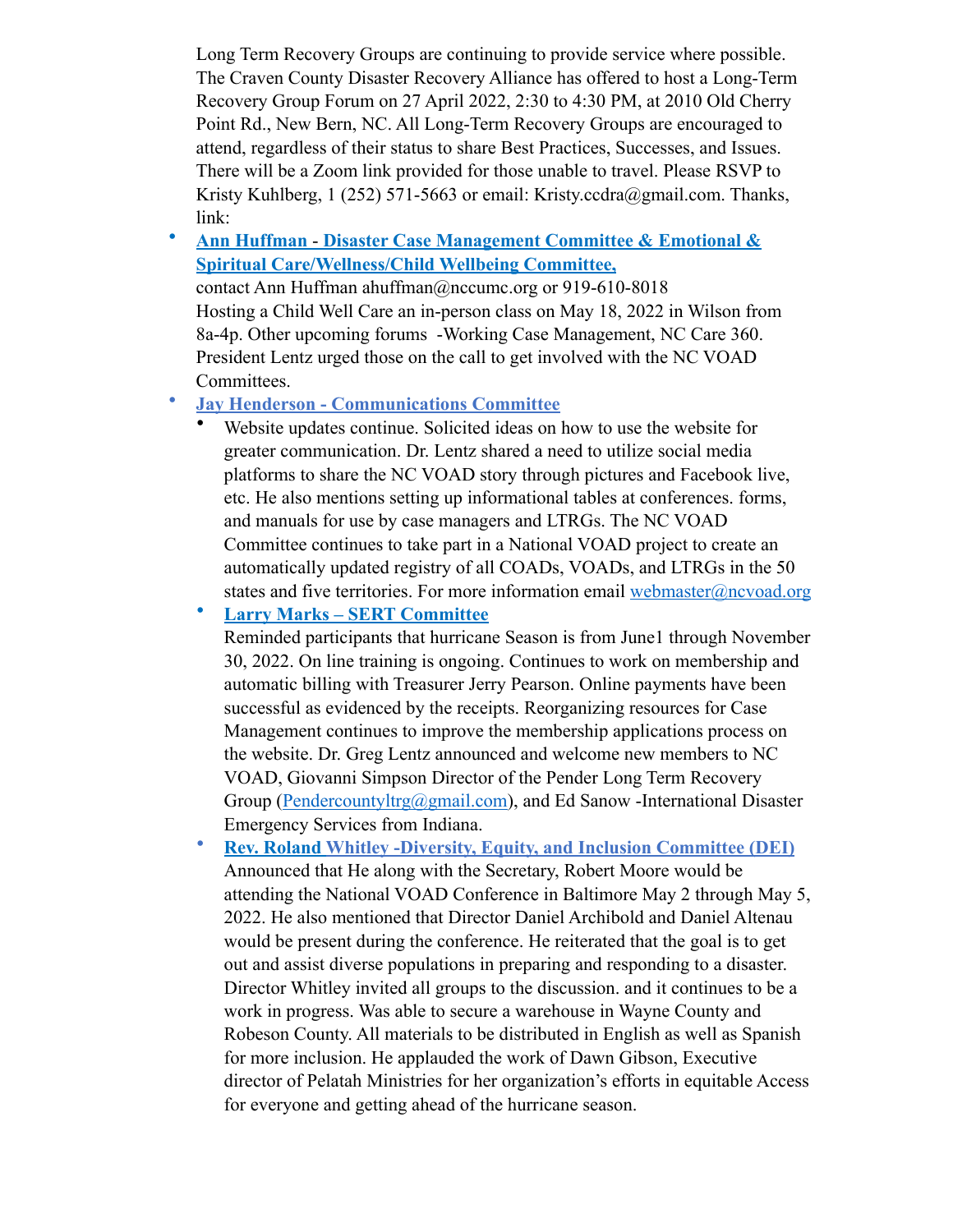Long Term Recovery Groups are continuing to provide service where possible. The Craven County Disaster Recovery Alliance has offered to host a Long-Term Recovery Group Forum on 27 April 2022, 2:30 to 4:30 PM, at 2010 Old Cherry Point Rd., New Bern, NC. All Long-Term Recovery Groups are encouraged to attend, regardless of their status to share Best Practices, Successes, and Issues. There will be a Zoom link provided for those unable to travel. Please RSVP to Kristy Kuhlberg, 1 (252) 571-5663 or email: Kristy.ccdra@gmail.com. Thanks, link:

- **Ann Huffman - Disaster Case Management Committee & Emotional & Spiritual Care/Wellness/Child Wellbeing Committee,**
  contact Ann Huffman ahuffman@nccumc.org or 919-610-8018
  Hosting a Child Well Care an in-person class on May 18, 2022 in Wilson from 8a-4p. Other upcoming forums -Working Case Management, NC Care 360. President Lentz urged those on the call to get involved with the NC VOAD Committees.
- **Jay Henderson - Communications Committee**
  - Website updates continue. Solicited ideas on how to use the website for greater communication. Dr. Lentz shared a need to utilize social media platforms to share the NC VOAD story through pictures and Facebook live, etc. He also mentions setting up informational tables at conferences. forms, and manuals for use by case managers and LTRGs. The NC VOAD Committee continues to take part in a National VOAD project to create an automatically updated registry of all COADs, VOADs, and LTRGs in the 50 states and five territories. For more information email webmaster@ncvoad.org
  - **Larry Marks – SERT Committee**
    Reminded participants that hurricane Season is from June1 through November 30, 2022. On line training is ongoing. Continues to work on membership and automatic billing with Treasurer Jerry Pearson. Online payments have been successful as evidenced by the receipts. Reorganizing resources for Case Management continues to improve the membership applications process on the website. Dr. Greg Lentz announced and welcome new members to NC VOAD, Giovanni Simpson Director of the Pender Long Term Recovery Group (Pendercountyltrg@gmail.com), and Ed Sanow -International Disaster Emergency Services from Indiana.
  - **Rev. Roland Whitley -Diversity, Equity, and Inclusion Committee (DEI)**
    Announced that He along with the Secretary, Robert Moore would be attending the National VOAD Conference in Baltimore May 2 through May 5, 2022. He also mentioned that Director Daniel Archibold and Daniel Altenau would be present during the conference. He reiterated that the goal is to get out and assist diverse populations in preparing and responding to a disaster. Director Whitley invited all groups to the discussion. and it continues to be a work in progress. Was able to secure a warehouse in Wayne County and Robeson County. All materials to be distributed in English as well as Spanish for more inclusion. He applauded the work of Dawn Gibson, Executive director of Pelatah Ministries for her organization's efforts in equitable Access for everyone and getting ahead of the hurricane season.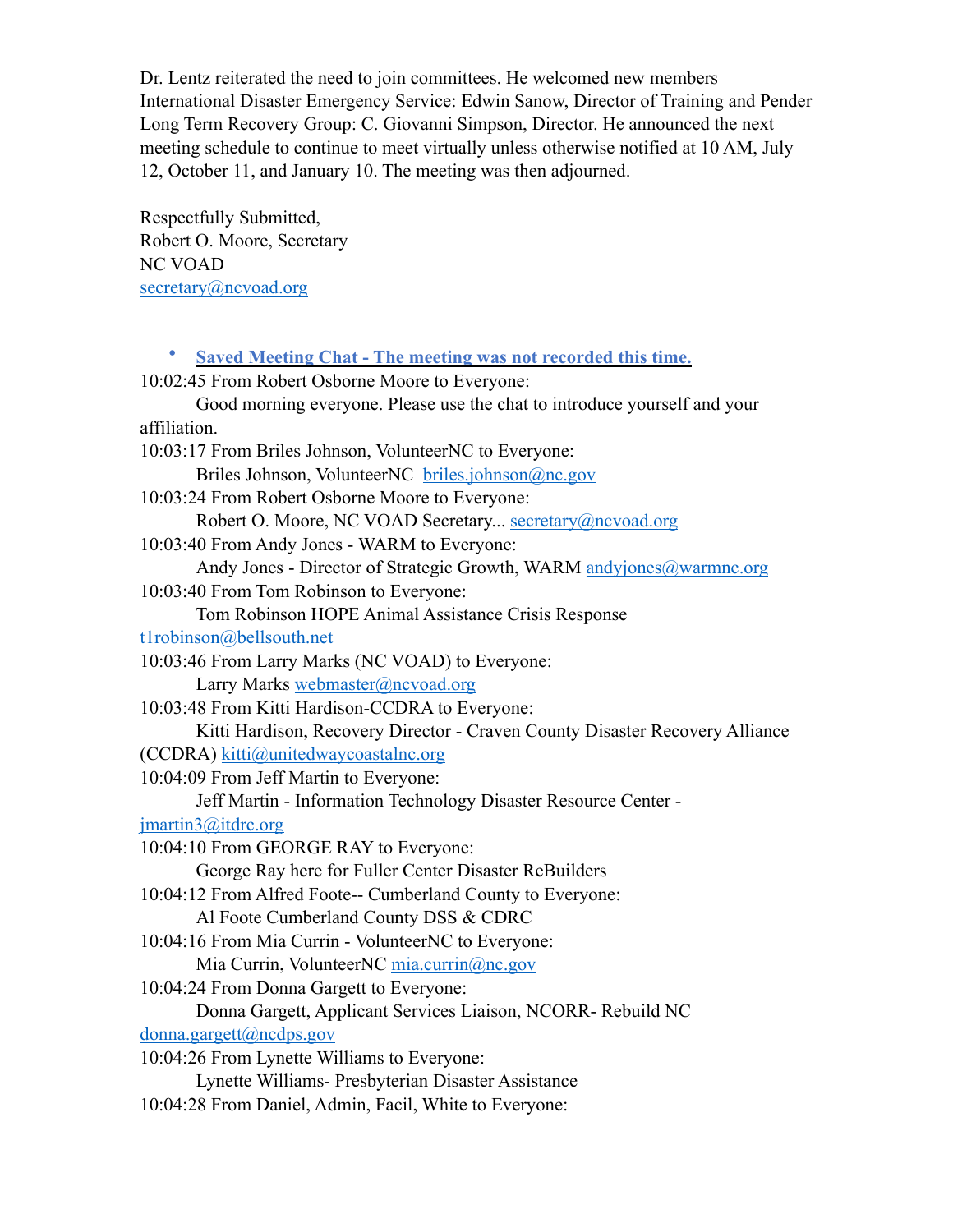Dr. Lentz reiterated the need to join committees. He welcomed new members International Disaster Emergency Service: Edwin Sanow, Director of Training and Pender Long Term Recovery Group: C. Giovanni Simpson, Director. He announced the next meeting schedule to continue to meet virtually unless otherwise notified at 10 AM, July 12, October 11, and January 10. The meeting was then adjourned.

Respectfully Submitted,  
Robert O. Moore, Secretary  
NC VOAD  
secretary@ncvoad.org

- **Saved Meeting Chat - The meeting was not recorded this time.**

10:02:45 From Robert Osborne Moore to Everyone:
Good morning everyone. Please use the chat to introduce yourself and your affiliation.

10:03:17 From Briles Johnson, VolunteerNC to Everyone:
Briles Johnson, VolunteerNC briles.johnson@nc.gov

10:03:24 From Robert Osborne Moore to Everyone:
Robert O. Moore, NC VOAD Secretary... secretary@ncvoad.org

10:03:40 From Andy Jones - WARM to Everyone:
Andy Jones - Director of Strategic Growth, WARM andyjones@warmnc.org

10:03:40 From Tom Robinson to Everyone:
Tom Robinson HOPE Animal Assistance Crisis Response t1robinson@bellsouth.net

10:03:46 From Larry Marks (NC VOAD) to Everyone:
Larry Marks webmaster@ncvoad.org

10:03:48 From Kitti Hardison-CCDRA to Everyone:
Kitti Hardison, Recovery Director - Craven County Disaster Recovery Alliance (CCDRA) kitti@unitedwaycoastalnc.org

10:04:09 From Jeff Martin to Everyone:
Jeff Martin - Information Technology Disaster Resource Center - jmartin3@itdrc.org

10:04:10 From GEORGE RAY to Everyone:
George Ray here for Fuller Center Disaster ReBuilders

10:04:12 From Alfred Foote-- Cumberland County to Everyone:
Al Foote Cumberland County DSS & CDRC

10:04:16 From Mia Currin - VolunteerNC to Everyone:
Mia Currin, VolunteerNC mia.currin@nc.gov

10:04:24 From Donna Gargett to Everyone:
Donna Gargett, Applicant Services Liaison, NCORR- Rebuild NC donna.gargett@ncdps.gov

10:04:26 From Lynette Williams to Everyone:
Lynette Williams- Presbyterian Disaster Assistance

10:04:28 From Daniel, Admin, Facil, White to Everyone: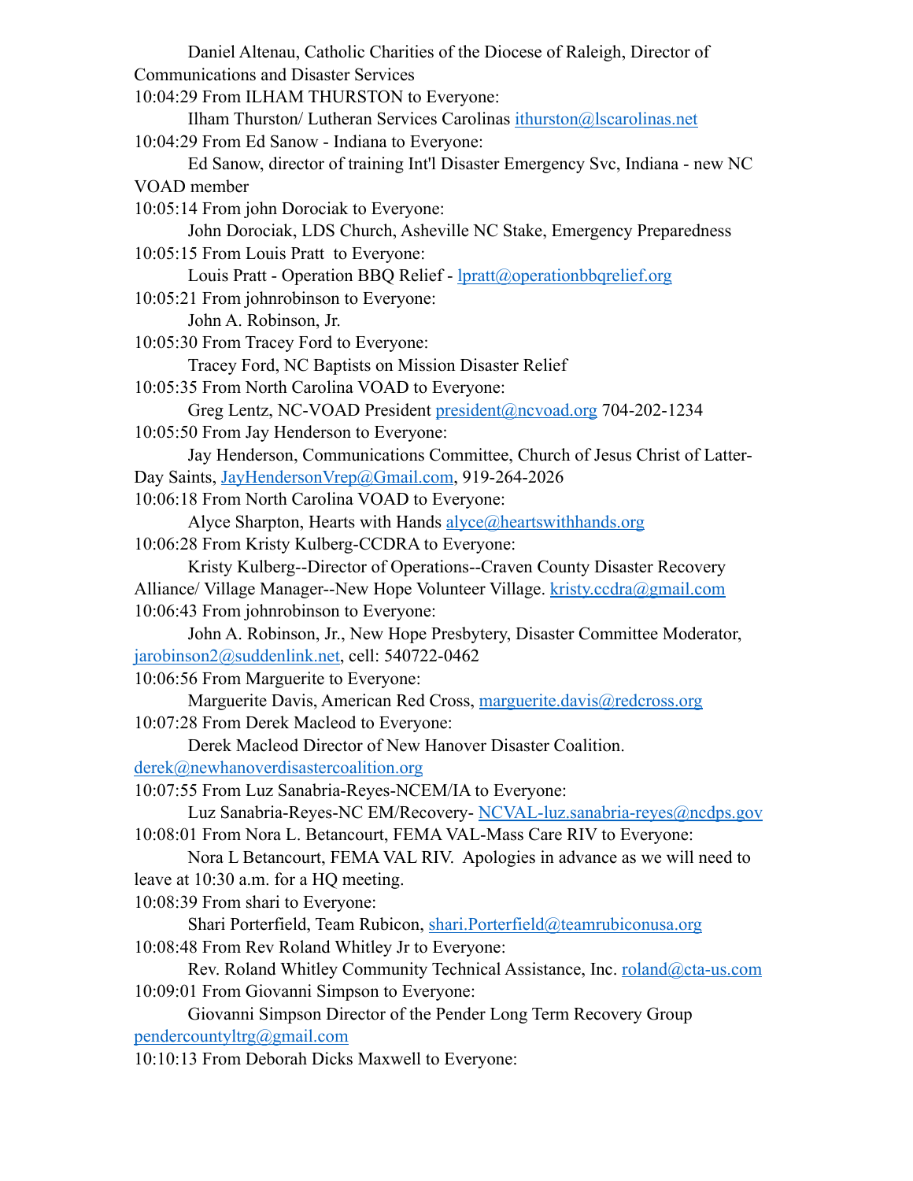Daniel Altenau, Catholic Charities of the Diocese of Raleigh, Director of Communications and Disaster Services

10:04:29 From ILHAM THURSTON to Everyone:
Ilham Thurston/ Lutheran Services Carolinas ithurston@lscarolinas.net

10:04:29 From Ed Sanow - Indiana to Everyone:
Ed Sanow, director of training Int'l Disaster Emergency Svc, Indiana - new NC VOAD member

10:05:14 From john Dorociak to Everyone:
John Dorociak, LDS Church, Asheville NC Stake, Emergency Preparedness

10:05:15 From Louis Pratt to Everyone:
Louis Pratt - Operation BBQ Relief - lpratt@operationbbqrelief.org

10:05:21 From johnrobinson to Everyone:
John A. Robinson, Jr.

10:05:30 From Tracey Ford to Everyone:
Tracey Ford, NC Baptists on Mission Disaster Relief

10:05:35 From North Carolina VOAD to Everyone:
Greg Lentz, NC-VOAD President president@ncvoad.org 704-202-1234

10:05:50 From Jay Henderson to Everyone:
Jay Henderson, Communications Committee, Church of Jesus Christ of Latter-Day Saints, JayHendersonVrep@Gmail.com, 919-264-2026

10:06:18 From North Carolina VOAD to Everyone:
Alyce Sharpton, Hearts with Hands alyce@heartswithhands.org

10:06:28 From Kristy Kulberg-CCDRA to Everyone:
Kristy Kulberg--Director of Operations--Craven County Disaster Recovery Alliance/ Village Manager--New Hope Volunteer Village. kristy.ccdra@gmail.com

10:06:43 From johnrobinson to Everyone:
John A. Robinson, Jr., New Hope Presbytery, Disaster Committee Moderator, jarobinson2@suddenlink.net, cell: 540722-0462

10:06:56 From Marguerite to Everyone:
Marguerite Davis, American Red Cross, marguerite.davis@redcross.org

10:07:28 From Derek Macleod to Everyone:
Derek Macleod Director of New Hanover Disaster Coalition. derek@newhanoverdisastercoalition.org

10:07:55 From Luz Sanabria-Reyes-NCEM/IA to Everyone:
Luz Sanabria-Reyes-NC EM/Recovery- NCVAL-luz.sanabria-reyes@ncdps.gov

10:08:01 From Nora L. Betancourt, FEMA VAL-Mass Care RIV to Everyone:
Nora L Betancourt, FEMA VAL RIV. Apologies in advance as we will need to leave at 10:30 a.m. for a HQ meeting.

10:08:39 From shari to Everyone:
Shari Porterfield, Team Rubicon, shari.Porterfield@teamrubiconusa.org

10:08:48 From Rev Roland Whitley Jr to Everyone:
Rev. Roland Whitley Community Technical Assistance, Inc. roland@cta-us.com

10:09:01 From Giovanni Simpson to Everyone:
Giovanni Simpson Director of the Pender Long Term Recovery Group pendercountyltrg@gmail.com

10:10:13 From Deborah Dicks Maxwell to Everyone: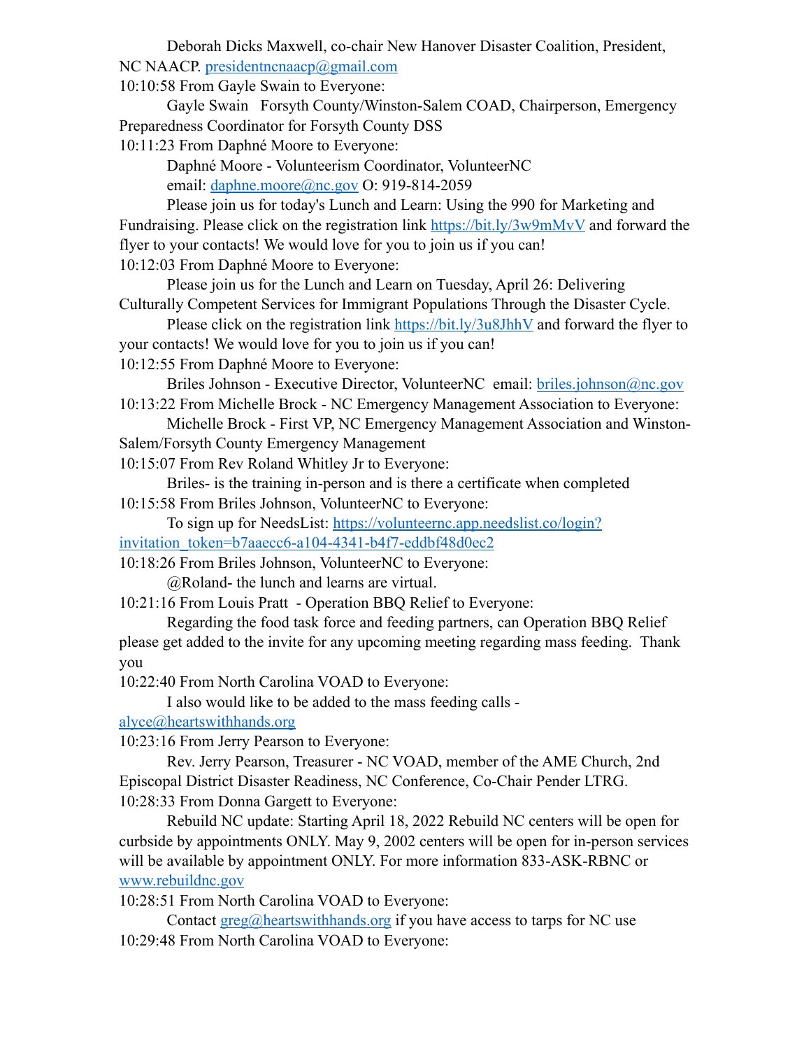Deborah Dicks Maxwell, co-chair New Hanover Disaster Coalition, President, NC NAACP. presidentncnaacp@gmail.com

10:10:58 From Gayle Swain to Everyone:

Gayle Swain   Forsyth County/Winston-Salem COAD, Chairperson, Emergency Preparedness Coordinator for Forsyth County DSS

10:11:23 From Daphné Moore to Everyone:

Daphné Moore - Volunteerism Coordinator, VolunteerNC

email: daphne.moore@nc.gov O: 919-814-2059

Please join us for today's Lunch and Learn: Using the 990 for Marketing and Fundraising. Please click on the registration link https://bit.ly/3w9mMvV and forward the flyer to your contacts! We would love for you to join us if you can!

10:12:03 From Daphné Moore to Everyone:

Please join us for the Lunch and Learn on Tuesday, April 26: Delivering Culturally Competent Services for Immigrant Populations Through the Disaster Cycle.

Please click on the registration link https://bit.ly/3u8JhhV and forward the flyer to your contacts! We would love for you to join us if you can!

10:12:55 From Daphné Moore to Everyone:

Briles Johnson - Executive Director, VolunteerNC  email: briles.johnson@nc.gov

10:13:22 From Michelle Brock - NC Emergency Management Association to Everyone:

Michelle Brock - First VP, NC Emergency Management Association and Winston-Salem/Forsyth County Emergency Management

10:15:07 From Rev Roland Whitley Jr to Everyone:

Briles- is the training in-person and is there a certificate when completed

10:15:58 From Briles Johnson, VolunteerNC to Everyone:

To sign up for NeedsList: https://volunteernc.app.needslist.co/login?invitation_token=b7aaecc6-a104-4341-b4f7-eddbf48d0ec2

10:18:26 From Briles Johnson, VolunteerNC to Everyone:

@Roland- the lunch and learns are virtual.

10:21:16 From Louis Pratt  - Operation BBQ Relief to Everyone:

Regarding the food task force and feeding partners, can Operation BBQ Relief please get added to the invite for any upcoming meeting regarding mass feeding.  Thank you

10:22:40 From North Carolina VOAD to Everyone:

I also would like to be added to the mass feeding calls - alyce@heartswithhands.org

10:23:16 From Jerry Pearson to Everyone:

Rev. Jerry Pearson, Treasurer - NC VOAD, member of the AME Church, 2nd Episcopal District Disaster Readiness, NC Conference, Co-Chair Pender LTRG.

10:28:33 From Donna Gargett to Everyone:

Rebuild NC update: Starting April 18, 2022 Rebuild NC centers will be open for curbside by appointments ONLY. May 9, 2002 centers will be open for in-person services will be available by appointment ONLY. For more information 833-ASK-RBNC or www.rebuildnc.gov

10:28:51 From North Carolina VOAD to Everyone:

Contact greg@heartswithhands.org if you have access to tarps for NC use

10:29:48 From North Carolina VOAD to Everyone: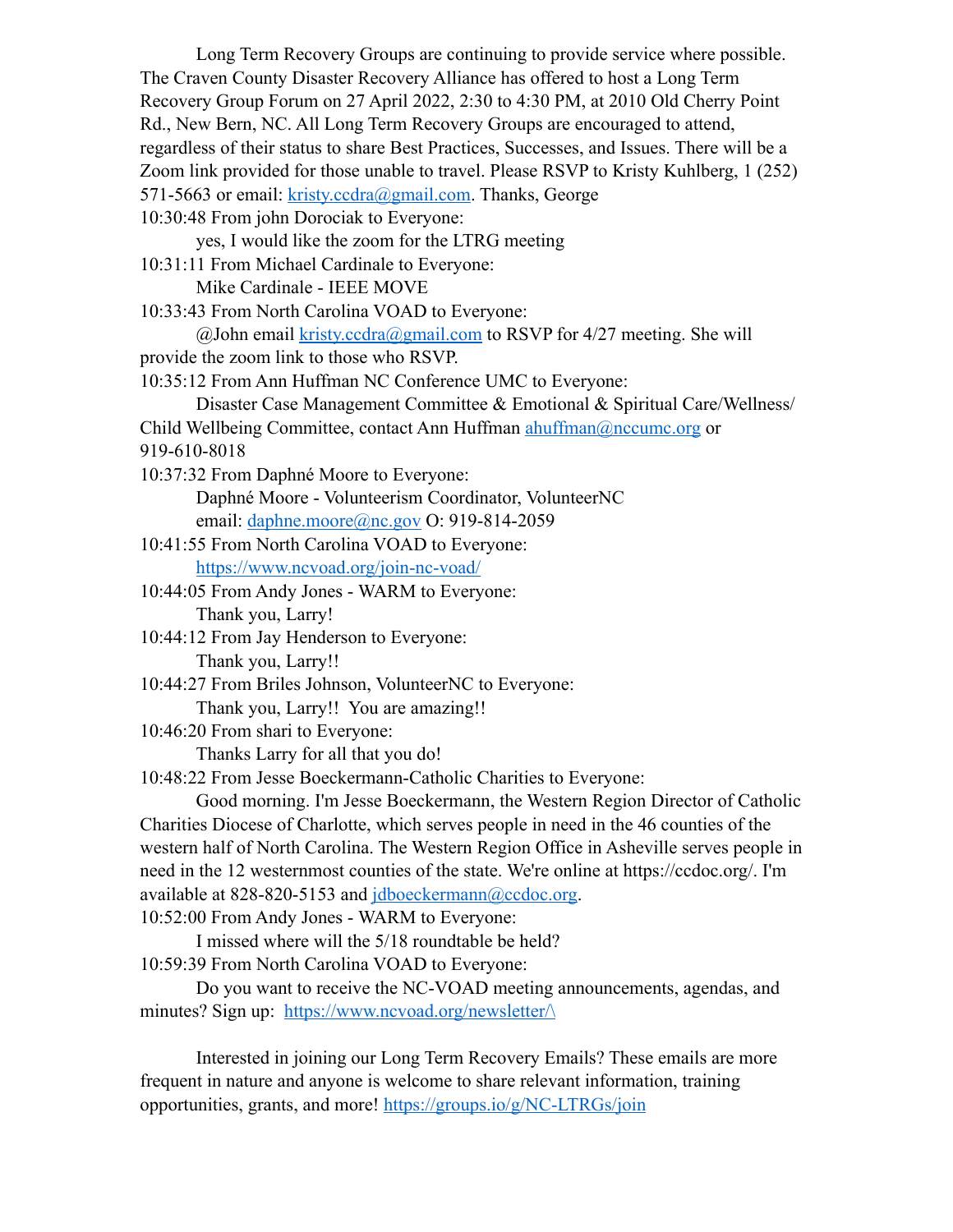Long Term Recovery Groups are continuing to provide service where possible. The Craven County Disaster Recovery Alliance has offered to host a Long Term Recovery Group Forum on 27 April 2022, 2:30 to 4:30 PM, at 2010 Old Cherry Point Rd., New Bern, NC. All Long Term Recovery Groups are encouraged to attend, regardless of their status to share Best Practices, Successes, and Issues. There will be a Zoom link provided for those unable to travel. Please RSVP to Kristy Kuhlberg, 1 (252) 571-5663 or email: kristy.ccdra@gmail.com. Thanks, George

10:30:48 From john Dorociak to Everyone:

yes, I would like the zoom for the LTRG meeting

10:31:11 From Michael Cardinale to Everyone:

Mike Cardinale - IEEE MOVE

10:33:43 From North Carolina VOAD to Everyone:

@John email kristy.ccdra@gmail.com to RSVP for 4/27 meeting. She will provide the zoom link to those who RSVP.

10:35:12 From Ann Huffman NC Conference UMC to Everyone:

Disaster Case Management Committee & Emotional & Spiritual Care/Wellness/ Child Wellbeing Committee, contact Ann Huffman ahuffman@nccumc.org or 919-610-8018

10:37:32 From Daphné Moore to Everyone:

Daphné Moore - Volunteerism Coordinator, VolunteerNC
email: daphne.moore@nc.gov O: 919-814-2059

10:41:55 From North Carolina VOAD to Everyone:

https://www.ncvoad.org/join-nc-voad/

10:44:05 From Andy Jones - WARM to Everyone:

Thank you, Larry!

10:44:12 From Jay Henderson to Everyone:

Thank you, Larry!!

10:44:27 From Briles Johnson, VolunteerNC to Everyone:

Thank you, Larry!! You are amazing!!

10:46:20 From shari to Everyone:

Thanks Larry for all that you do!

10:48:22 From Jesse Boeckermann-Catholic Charities to Everyone:

Good morning. I'm Jesse Boeckermann, the Western Region Director of Catholic Charities Diocese of Charlotte, which serves people in need in the 46 counties of the western half of North Carolina. The Western Region Office in Asheville serves people in need in the 12 westernmost counties of the state. We're online at https://ccdoc.org/. I'm available at 828-820-5153 and jdboeckermann@ccdoc.org.

10:52:00 From Andy Jones - WARM to Everyone:

I missed where will the 5/18 roundtable be held?

10:59:39 From North Carolina VOAD to Everyone:

Do you want to receive the NC-VOAD meeting announcements, agendas, and minutes? Sign up: https://www.ncvoad.org/newsletter/\

Interested in joining our Long Term Recovery Emails? These emails are more frequent in nature and anyone is welcome to share relevant information, training opportunities, grants, and more! https://groups.io/g/NC-LTRGs/join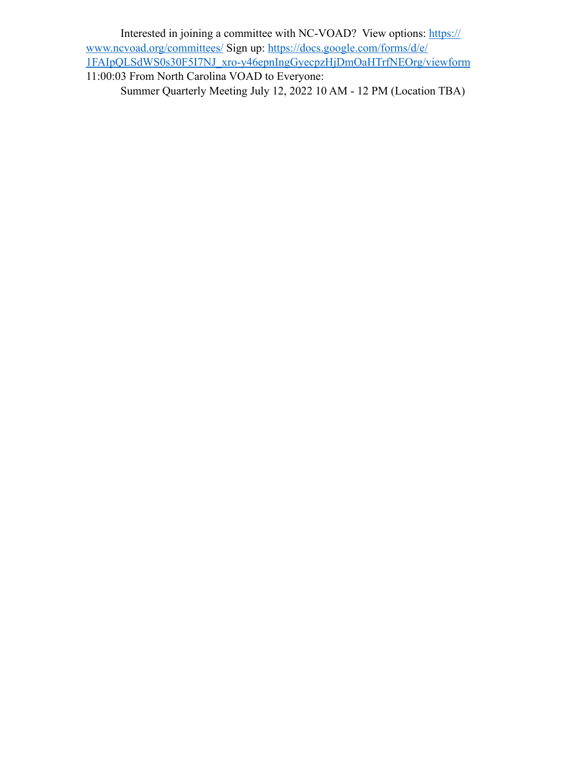Interested in joining a committee with NC-VOAD? View options: https://www.ncvoad.org/committees/ Sign up: https://docs.google.com/forms/d/e/1FAIpQLSdWS0s30F5I7NJ_xro-y46epnIngGyecpzHjDmOaHTrfNEOrg/viewform

11:00:03 From North Carolina VOAD to Everyone:

Summer Quarterly Meeting July 12, 2022 10 AM - 12 PM (Location TBA)